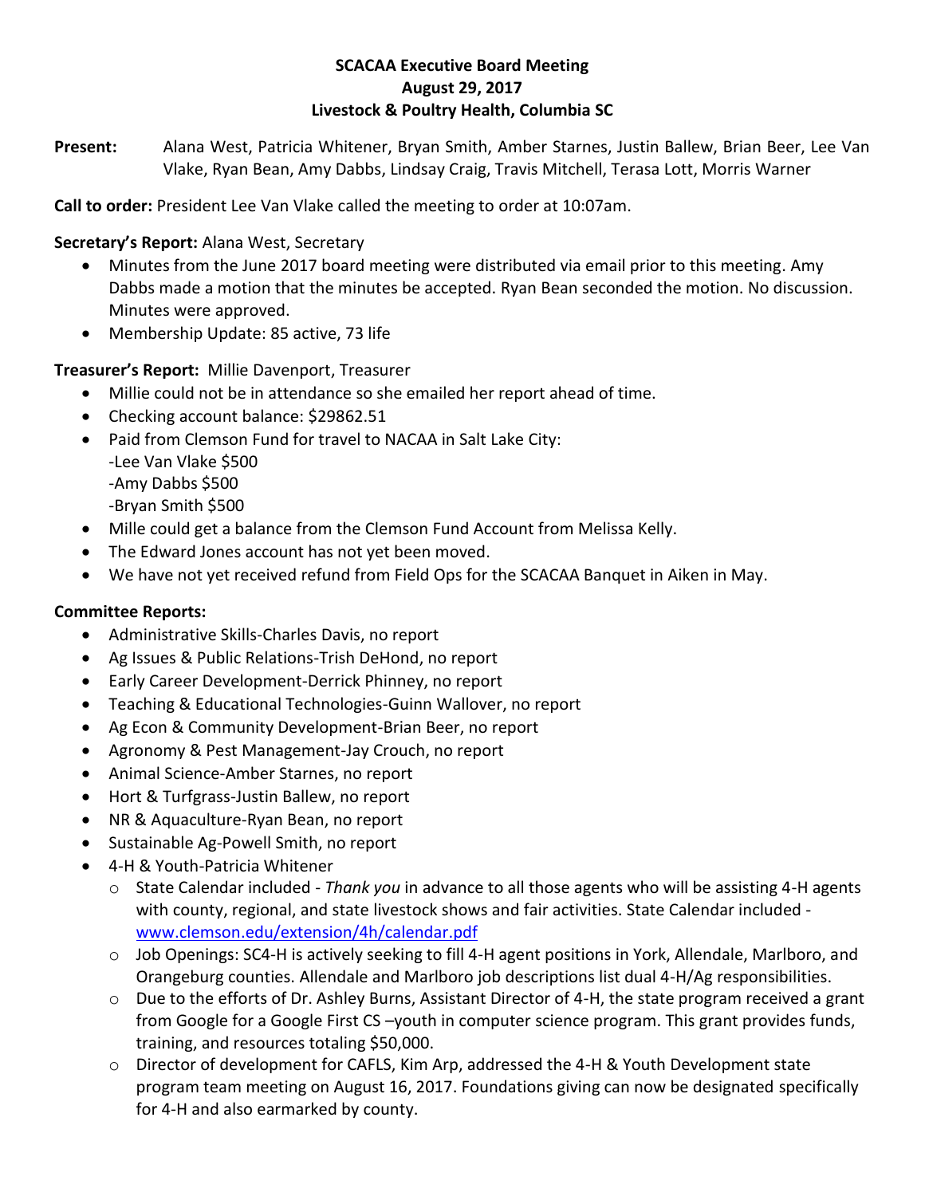**SCACAA Executive Board Meeting**
**August 29, 2017**
**Livestock & Poultry Health, Columbia SC**

**Present:** Alana West, Patricia Whitener, Bryan Smith, Amber Starnes, Justin Ballew, Brian Beer, Lee Van Vlake, Ryan Bean, Amy Dabbs, Lindsay Craig, Travis Mitchell, Terasa Lott, Morris Warner

**Call to order:** President Lee Van Vlake called the meeting to order at 10:07am.

**Secretary's Report:** Alana West, Secretary

- Minutes from the June 2017 board meeting were distributed via email prior to this meeting. Amy Dabbs made a motion that the minutes be accepted. Ryan Bean seconded the motion. No discussion. Minutes were approved.
- Membership Update: 85 active, 73 life

**Treasurer's Report:** Millie Davenport, Treasurer

- Millie could not be in attendance so she emailed her report ahead of time.
- Checking account balance: $29862.51
- Paid from Clemson Fund for travel to NACAA in Salt Lake City:
  -Lee Van Vlake $500
  -Amy Dabbs $500
  -Bryan Smith $500
- Mille could get a balance from the Clemson Fund Account from Melissa Kelly.
- The Edward Jones account has not yet been moved.
- We have not yet received refund from Field Ops for the SCACAA Banquet in Aiken in May.

**Committee Reports:**

- Administrative Skills-Charles Davis, no report
- Ag Issues & Public Relations-Trish DeHond, no report
- Early Career Development-Derrick Phinney, no report
- Teaching & Educational Technologies-Guinn Wallover, no report
- Ag Econ & Community Development-Brian Beer, no report
- Agronomy & Pest Management-Jay Crouch, no report
- Animal Science-Amber Starnes, no report
- Hort & Turfgrass-Justin Ballew, no report
- NR & Aquaculture-Ryan Bean, no report
- Sustainable Ag-Powell Smith, no report
- 4-H & Youth-Patricia Whitener
  - State Calendar included - *Thank you* in advance to all those agents who will be assisting 4-H agents with county, regional, and state livestock shows and fair activities. State Calendar included - www.clemson.edu/extension/4h/calendar.pdf
  - Job Openings: SC4-H is actively seeking to fill 4-H agent positions in York, Allendale, Marlboro, and Orangeburg counties. Allendale and Marlboro job descriptions list dual 4-H/Ag responsibilities.
  - Due to the efforts of Dr. Ashley Burns, Assistant Director of 4-H, the state program received a grant from Google for a Google First CS –youth in computer science program. This grant provides funds, training, and resources totaling $50,000.
  - Director of development for CAFLS, Kim Arp, addressed the 4-H & Youth Development state program team meeting on August 16, 2017. Foundations giving can now be designated specifically for 4-H and also earmarked by county.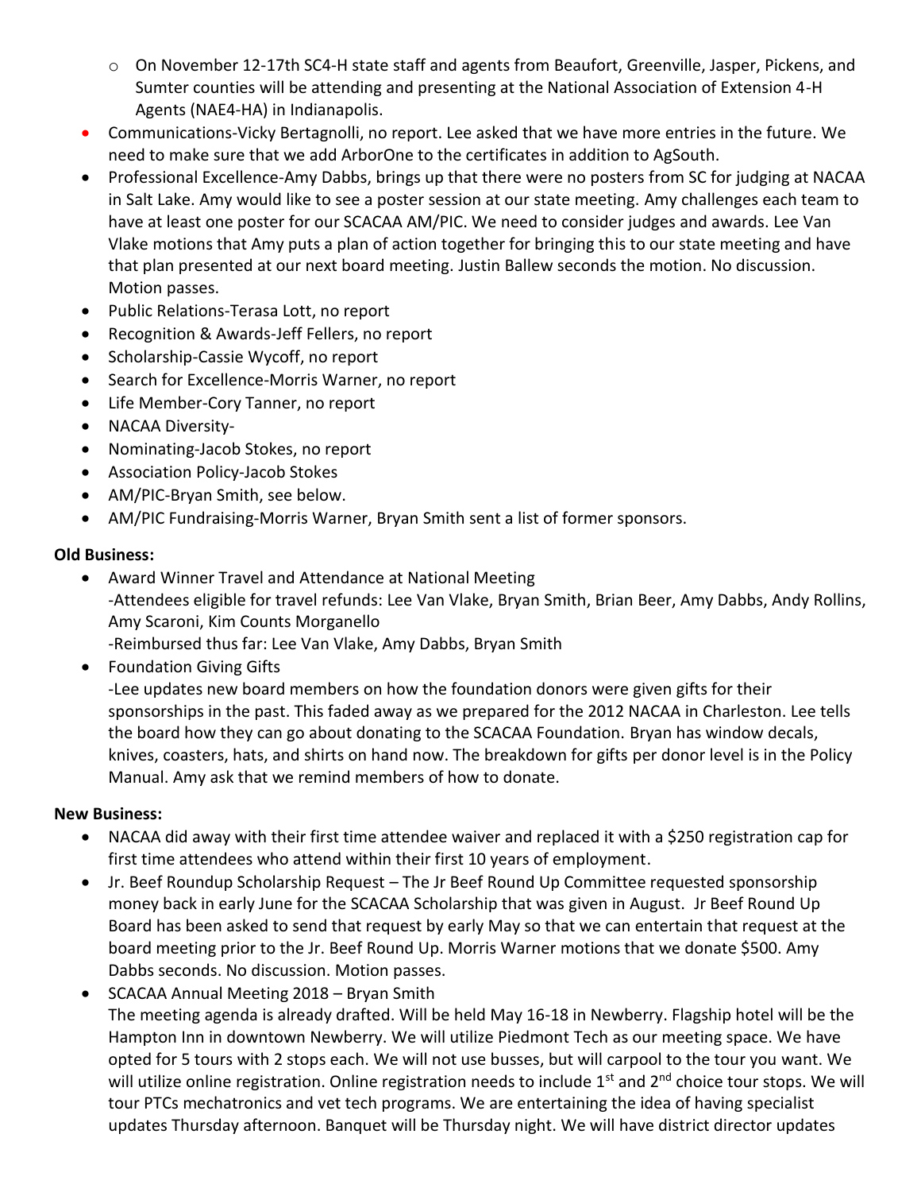- On November 12-17th SC4-H state staff and agents from Beaufort, Greenville, Jasper, Pickens, and Sumter counties will be attending and presenting at the National Association of Extension 4-H Agents (NAE4-HA) in Indianapolis.
- Communications-Vicky Bertagnolli, no report. Lee asked that we have more entries in the future. We need to make sure that we add ArborOne to the certificates in addition to AgSouth.
- Professional Excellence-Amy Dabbs, brings up that there were no posters from SC for judging at NACAA in Salt Lake. Amy would like to see a poster session at our state meeting. Amy challenges each team to have at least one poster for our SCACAA AM/PIC. We need to consider judges and awards. Lee Van Vlake motions that Amy puts a plan of action together for bringing this to our state meeting and have that plan presented at our next board meeting. Justin Ballew seconds the motion. No discussion. Motion passes.
- Public Relations-Terasa Lott, no report
- Recognition & Awards-Jeff Fellers, no report
- Scholarship-Cassie Wycoff, no report
- Search for Excellence-Morris Warner, no report
- Life Member-Cory Tanner, no report
- NACAA Diversity-
- Nominating-Jacob Stokes, no report
- Association Policy-Jacob Stokes
- AM/PIC-Bryan Smith, see below.
- AM/PIC Fundraising-Morris Warner, Bryan Smith sent a list of former sponsors.

**Old Business:**

- Award Winner Travel and Attendance at National Meeting
  -Attendees eligible for travel refunds: Lee Van Vlake, Bryan Smith, Brian Beer, Amy Dabbs, Andy Rollins, Amy Scaroni, Kim Counts Morganello
  -Reimbursed thus far: Lee Van Vlake, Amy Dabbs, Bryan Smith
- Foundation Giving Gifts
  -Lee updates new board members on how the foundation donors were given gifts for their sponsorships in the past. This faded away as we prepared for the 2012 NACAA in Charleston. Lee tells the board how they can go about donating to the SCACAA Foundation. Bryan has window decals, knives, coasters, hats, and shirts on hand now. The breakdown for gifts per donor level is in the Policy Manual. Amy ask that we remind members of how to donate.

**New Business:**

- NACAA did away with their first time attendee waiver and replaced it with a $250 registration cap for first time attendees who attend within their first 10 years of employment.
- Jr. Beef Roundup Scholarship Request – The Jr Beef Round Up Committee requested sponsorship money back in early June for the SCACAA Scholarship that was given in August. Jr Beef Round Up Board has been asked to send that request by early May so that we can entertain that request at the board meeting prior to the Jr. Beef Round Up. Morris Warner motions that we donate $500. Amy Dabbs seconds. No discussion. Motion passes.
- SCACAA Annual Meeting 2018 – Bryan Smith
  The meeting agenda is already drafted. Will be held May 16-18 in Newberry. Flagship hotel will be the Hampton Inn in downtown Newberry. We will utilize Piedmont Tech as our meeting space. We have opted for 5 tours with 2 stops each. We will not use busses, but will carpool to the tour you want. We will utilize online registration. Online registration needs to include 1st and 2nd choice tour stops. We will tour PTCs mechatronics and vet tech programs. We are entertaining the idea of having specialist updates Thursday afternoon. Banquet will be Thursday night. We will have district director updates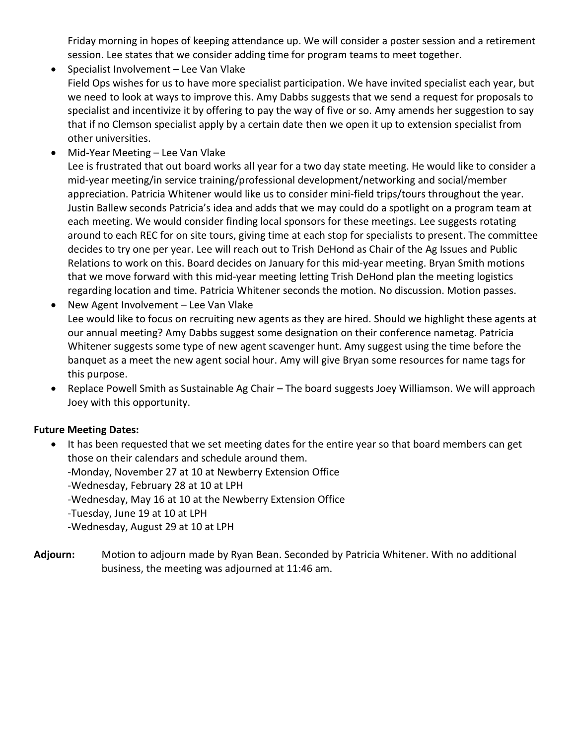Friday morning in hopes of keeping attendance up. We will consider a poster session and a retirement session. Lee states that we consider adding time for program teams to meet together.

- Specialist Involvement – Lee Van Vlake
  Field Ops wishes for us to have more specialist participation. We have invited specialist each year, but we need to look at ways to improve this. Amy Dabbs suggests that we send a request for proposals to specialist and incentivize it by offering to pay the way of five or so. Amy amends her suggestion to say that if no Clemson specialist apply by a certain date then we open it up to extension specialist from other universities.
- Mid-Year Meeting – Lee Van Vlake
  Lee is frustrated that out board works all year for a two day state meeting. He would like to consider a mid-year meeting/in service training/professional development/networking and social/member appreciation. Patricia Whitener would like us to consider mini-field trips/tours throughout the year. Justin Ballew seconds Patricia's idea and adds that we may could do a spotlight on a program team at each meeting. We would consider finding local sponsors for these meetings. Lee suggests rotating around to each REC for on site tours, giving time at each stop for specialists to present. The committee decides to try one per year. Lee will reach out to Trish DeHond as Chair of the Ag Issues and Public Relations to work on this. Board decides on January for this mid-year meeting. Bryan Smith motions that we move forward with this mid-year meeting letting Trish DeHond plan the meeting logistics regarding location and time. Patricia Whitener seconds the motion. No discussion. Motion passes.
- New Agent Involvement – Lee Van Vlake
  Lee would like to focus on recruiting new agents as they are hired. Should we highlight these agents at our annual meeting? Amy Dabbs suggest some designation on their conference nametag. Patricia Whitener suggests some type of new agent scavenger hunt. Amy suggest using the time before the banquet as a meet the new agent social hour. Amy will give Bryan some resources for name tags for this purpose.
- Replace Powell Smith as Sustainable Ag Chair – The board suggests Joey Williamson. We will approach Joey with this opportunity.

**Future Meeting Dates:**

- It has been requested that we set meeting dates for the entire year so that board members can get those on their calendars and schedule around them.
  -Monday, November 27 at 10 at Newberry Extension Office
  -Wednesday, February 28 at 10 at LPH
  -Wednesday, May 16 at 10 at the Newberry Extension Office
  -Tuesday, June 19 at 10 at LPH
  -Wednesday, August 29 at 10 at LPH

**Adjourn:** Motion to adjourn made by Ryan Bean. Seconded by Patricia Whitener. With no additional business, the meeting was adjourned at 11:46 am.